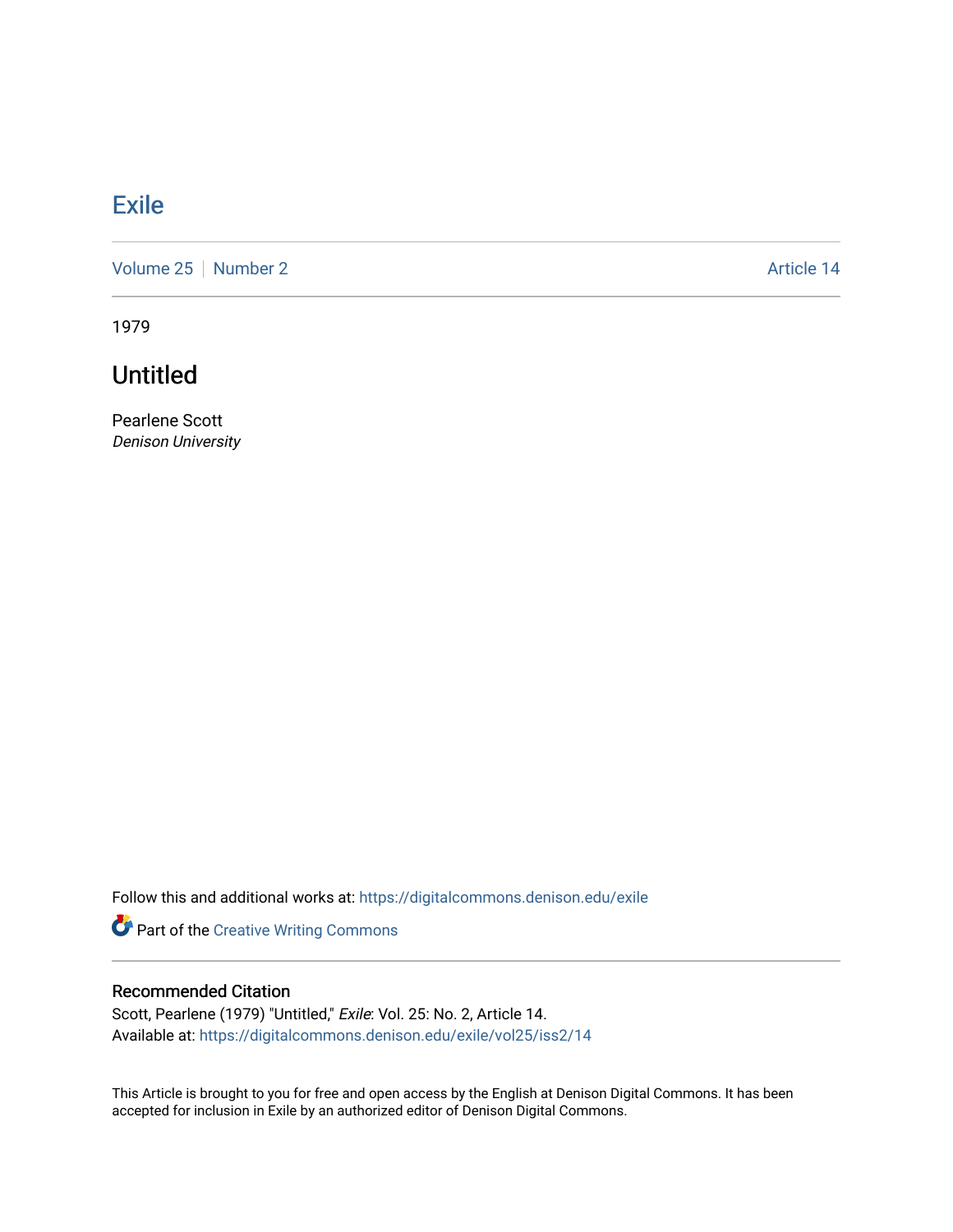# Exile

Volume 25 | Number 2 Article 14

1979

## Untitled

Pearlene Scott
*Denison University*

Follow this and additional works at: https://digitalcommons.denison.edu/exile

Part of the Creative Writing Commons

### Recommended Citation

Scott, Pearlene (1979) "Untitled," *Exile*: Vol. 25: No. 2, Article 14.
Available at: https://digitalcommons.denison.edu/exile/vol25/iss2/14

This Article is brought to you for free and open access by the English at Denison Digital Commons. It has been accepted for inclusion in Exile by an authorized editor of Denison Digital Commons.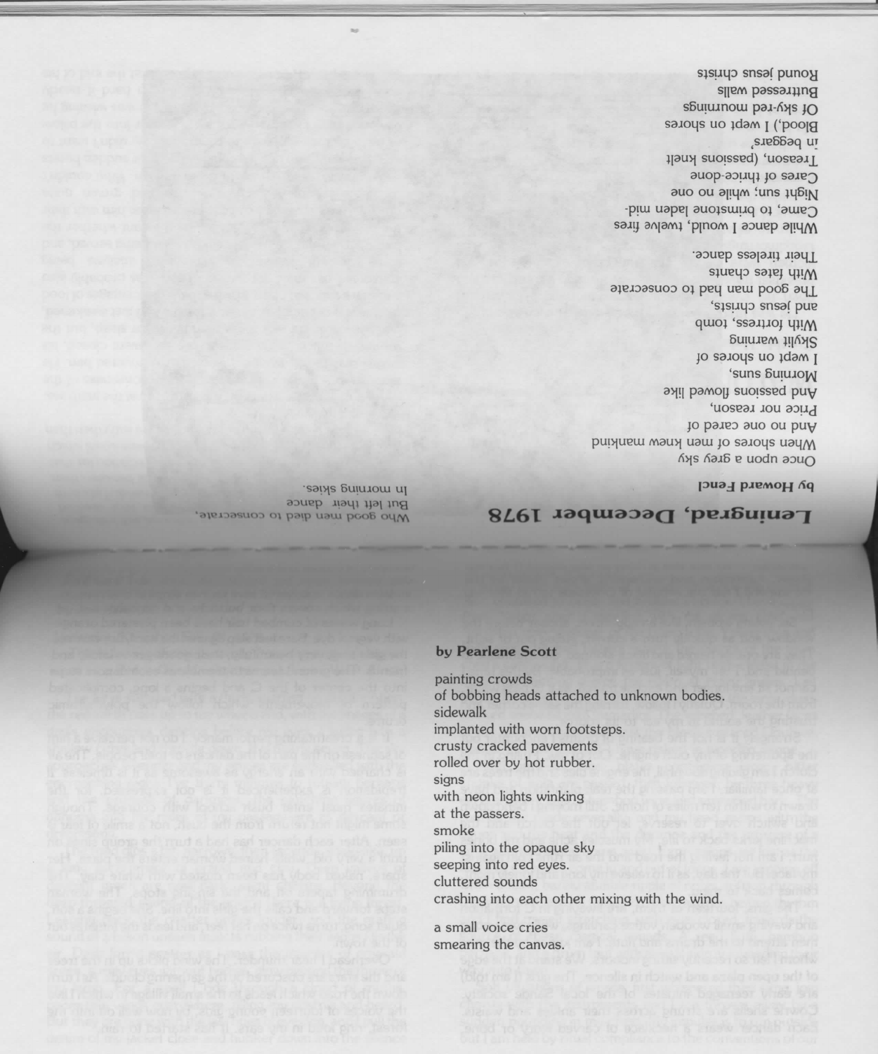# Leningrad, December 1978

**by Howard Fencl**

Once upon a grey sky
When shores of men knew mankind
And no one cared of
Price nor reason,
And passions flowed like
Morning suns,
I wept on shores of
Skylit warning
With fortress, tomb
and jesus christs,
The good man had to consecrate
With fates chants
Their tireless dance.
While dance I would, twelve fires
Came, to brimstone laden mid-
Night sun; while no one
Cares of thrice-done
Treason, (passions knelt
in beggars'
Blood,) I wept on shores
Of sky-red mournings
Buttressed walls
Round jesus christs
Who good men died to consecrate,
But left their dance
In morning skies.

**by Pearlene Scott**

painting crowds
of bobbing heads attached to unknown bodies.
sidewalk
implanted with worn footsteps.
crusty cracked pavements
rolled over by hot rubber.
signs
with neon lights winking
at the passers.
smoke
piling into the opaque sky
seeping into red eyes.
cluttered sounds
crashing into each other mixing with the wind.

a small voice cries
smearing the canvas.